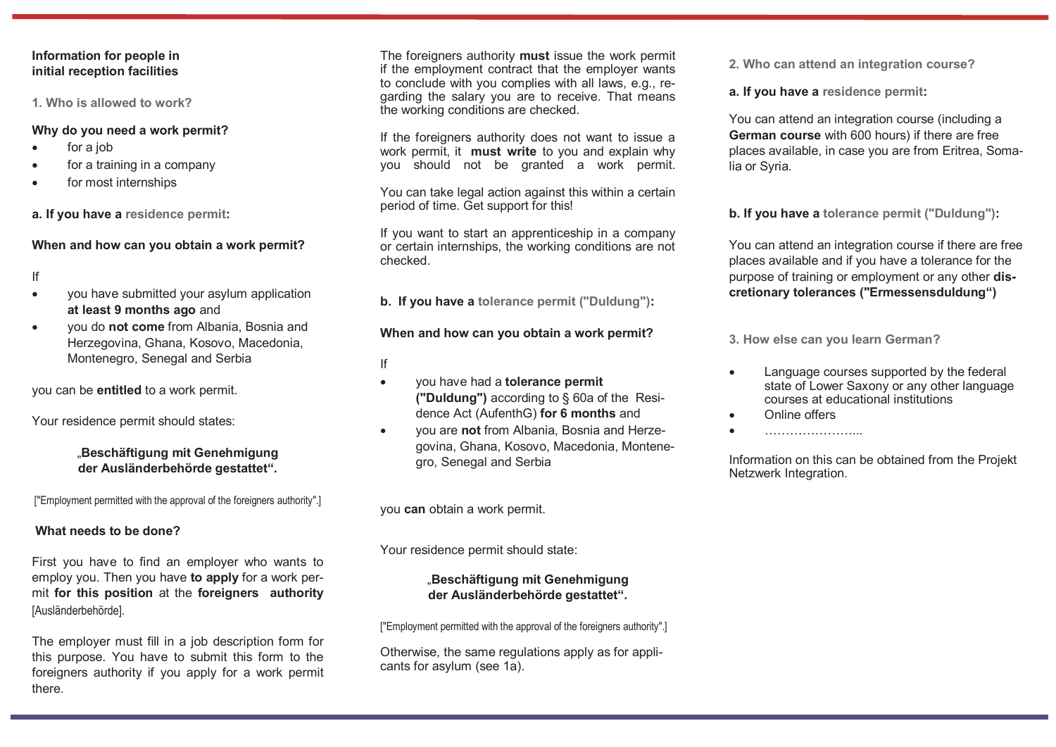**Information for people in initial reception facilities**

## 1. Who is allowed to work?

**Why do you need a work permit?**

- for a job
- for a training in a company
- for most internships

### a. If you have a residence permit:

**When and how can you obtain a work permit?**

If

- you have submitted your asylum application **at least 9 months ago** and
- you do **not come** from Albania, Bosnia and Herzegovina, Ghana, Kosovo, Macedonia, Montenegro, Senegal and Serbia

you can be **entitled** to a work permit.

Your residence permit should states:

„**Beschäftigung mit Genehmigung der Ausländerbehörde gestattet“.**

["Employment permitted with the approval of the foreigners authority".]

**What needs to be done?**

First you have to find an employer who wants to employ you. Then you have **to apply** for a work permit **for this position** at the **foreigners authority** [Ausländerbehörde].

The employer must fill in a job description form for this purpose. You have to submit this form to the foreigners authority if you apply for a work permit there.

The foreigners authority **must** issue the work permit if the employment contract that the employer wants to conclude with you complies with all laws, e.g., regarding the salary you are to receive. That means the working conditions are checked.

If the foreigners authority does not want to issue a work permit, it **must write** to you and explain why you should not be granted a work permit.

You can take legal action against this within a certain period of time. Get support for this!

If you want to start an apprenticeship in a company or certain internships, the working conditions are not checked.

### b. If you have a tolerance permit ("Duldung"):

**When and how can you obtain a work permit?**

If

- you have had a **tolerance permit ("Duldung")** according to § 60a of the Residence Act (AufenthG) **for 6 months** and
- you are **not** from Albania, Bosnia and Herzegovina, Ghana, Kosovo, Macedonia, Montenegro, Senegal and Serbia

you **can** obtain a work permit.

Your residence permit should state:

„**Beschäftigung mit Genehmigung der Ausländerbehörde gestattet“.**

["Employment permitted with the approval of the foreigners authority".]

Otherwise, the same regulations apply as for applicants for asylum (see 1a).

## 2. Who can attend an integration course?

### a. If you have a residence permit:

You can attend an integration course (including a **German course** with 600 hours) if there are free places available, in case you are from Eritrea, Somalia or Syria.

### b. If you have a tolerance permit ("Duldung"):

You can attend an integration course if there are free places available and if you have a tolerance for the purpose of training or employment or any other **discretionary tolerances ("Ermessensduldung“)**

## 3. How else can you learn German?

- Language courses supported by the federal state of Lower Saxony or any other language courses at educational institutions
- Online offers
- …………………...

Information on this can be obtained from the Projekt Netzwerk Integration.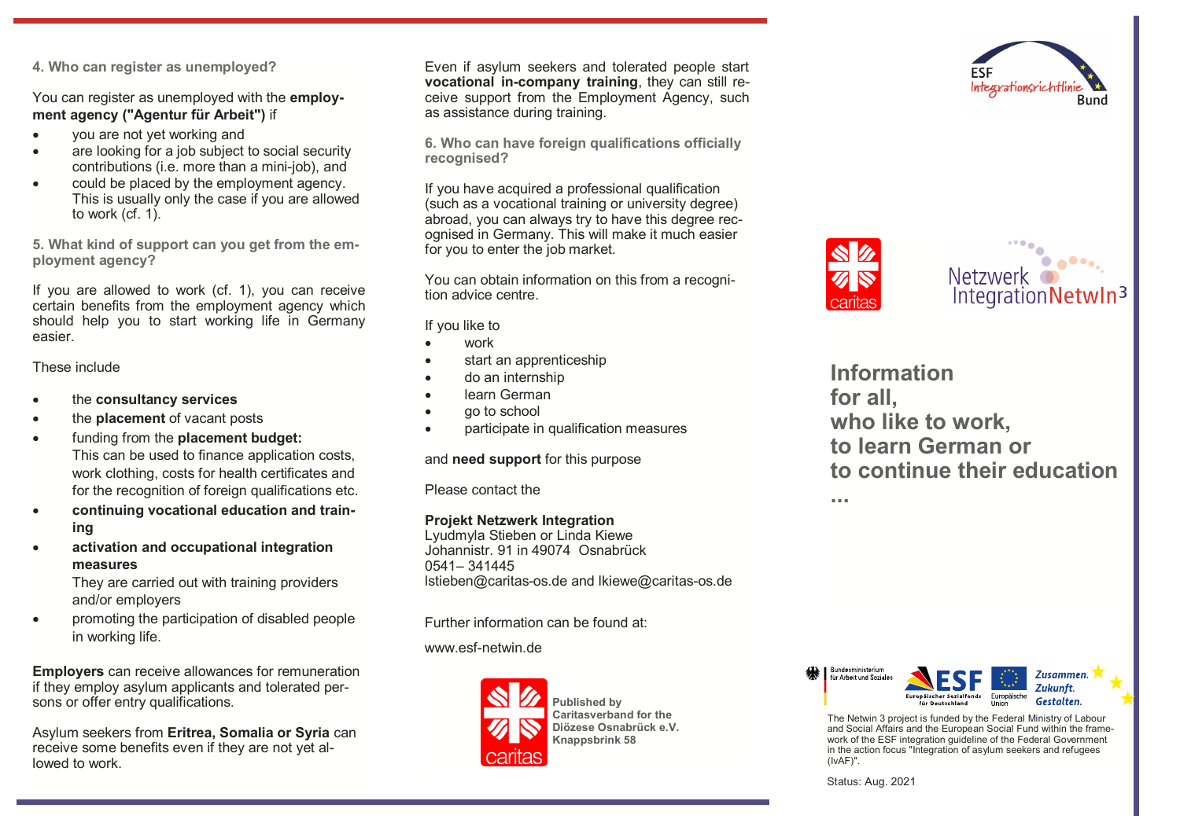### 4. Who can register as unemployed?

You can register as unemployed with the **employment agency ("Agentur für Arbeit")** if

- you are not yet working and
- are looking for a job subject to social security contributions (i.e. more than a mini-job), and
- could be placed by the employment agency. This is usually only the case if you are allowed to work (cf. 1).

### 5. What kind of support can you get from the employment agency?

If you are allowed to work (cf. 1), you can receive certain benefits from the employment agency which should help you to start working life in Germany easier.

These include

- the **consultancy services**
- the **placement** of vacant posts
- funding from the **placement budget:** This can be used to finance application costs, work clothing, costs for health certificates and for the recognition of foreign qualifications etc.
- **continuing vocational education and training**
- **activation and occupational integration measures** They are carried out with training providers and/or employers
- promoting the participation of disabled people in working life.

**Employers** can receive allowances for remuneration if they employ asylum applicants and tolerated persons or offer entry qualifications.

Asylum seekers from **Eritrea, Somalia or Syria** can receive some benefits even if they are not yet allowed to work.

Even if asylum seekers and tolerated people start **vocational in-company training**, they can still receive support from the Employment Agency, such as assistance during training.

### 6. Who can have foreign qualifications officially recognised?

If you have acquired a professional qualification (such as a vocational training or university degree) abroad, you can always try to have this degree recognised in Germany. This will make it much easier for you to enter the job market.

You can obtain information on this from a recognition advice centre.

If you like to

- work
- start an apprenticeship
- do an internship
- learn German
- go to school
- participate in qualification measures

and **need support** for this purpose

Please contact the

**Projekt Netzwerk Integration**
Lyudmyla Stieben or Linda Kiewe
Johannistr. 91 in 49074 Osnabrück
0541– 341445
lstieben@caritas-os.de and lkiewe@caritas-os.de

Further information can be found at:

www.esf-netwin.de

**Published by**
**Caritasverband for the Diözese Osnabrück e.V.**
**Knappsbrink 58**

ESF Integrationsrichtlinie Bund

caritas

Netzwerk IntegrationNetwIn3

## Information for all, who like to work, to learn German or to continue their education ...

Bundesministerium für Arbeit und Soziales

ESF Europäischer Sozialfonds für Deutschland

Europäische Union

Zusammen. Zukunft. Gestalten.

The Netwin 3 project is funded by the Federal Ministry of Labour and Social Affairs and the European Social Fund within the framework of the ESF integration guideline of the Federal Government in the action focus "Integration of asylum seekers and refugees (IvAF)".

Status: Aug. 2021